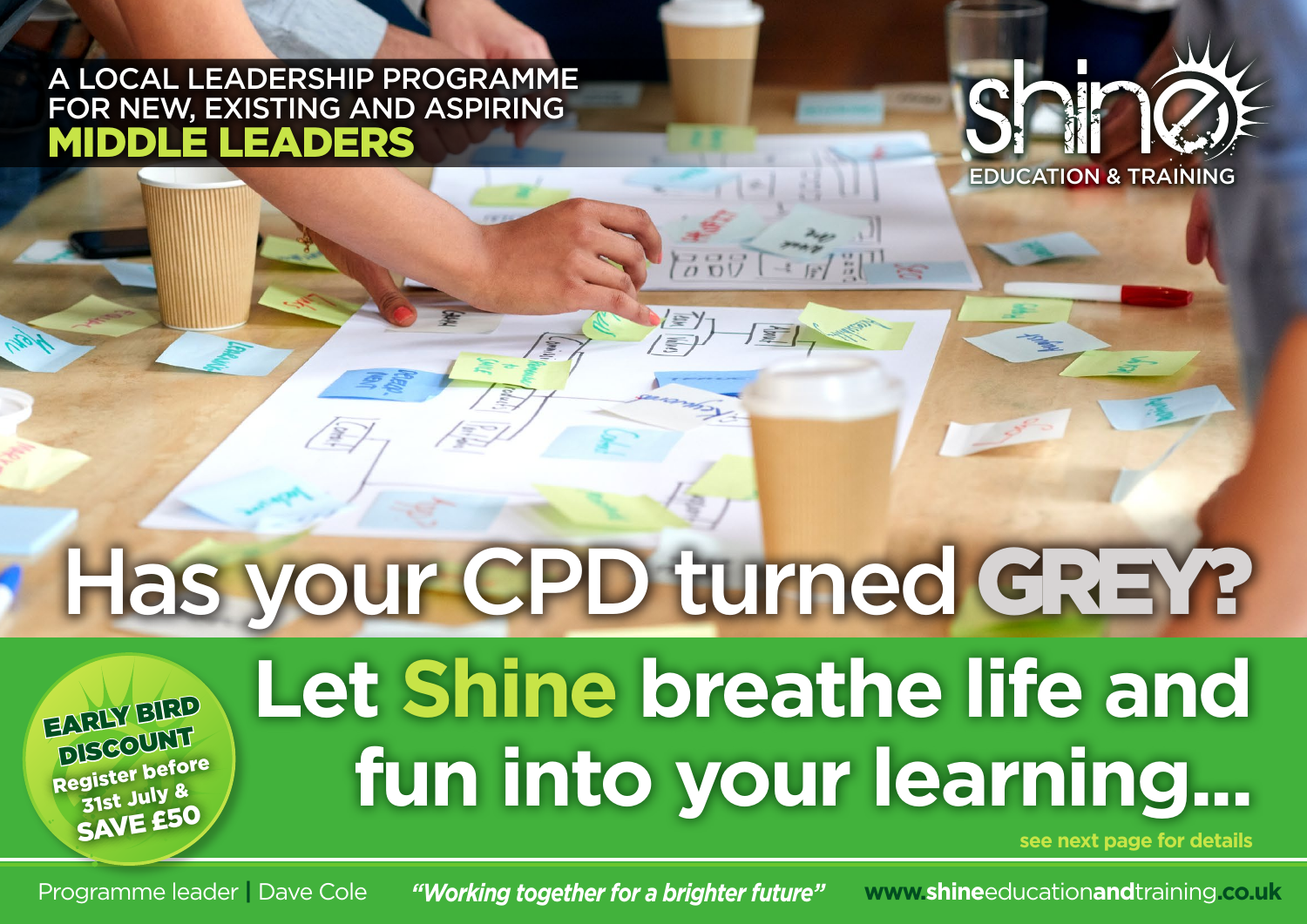A LOCAL LEADERSHIP PROGRAMME FOR NEW, EXISTING AND ASPIRING

**MIDDLE LEADERS**

shine

EDUCATION & TRAINING

# Has your CPD turned GREY?

# Let Shine breathe life and fun into your learning...

**EARLY BIRD DISCOUNT**
Register before 31st July & **SAVE £50**

see next page for details

Programme leader | Dave Cole

*"Working together for a brighter future"*

www.shineeducationandtraining.co.uk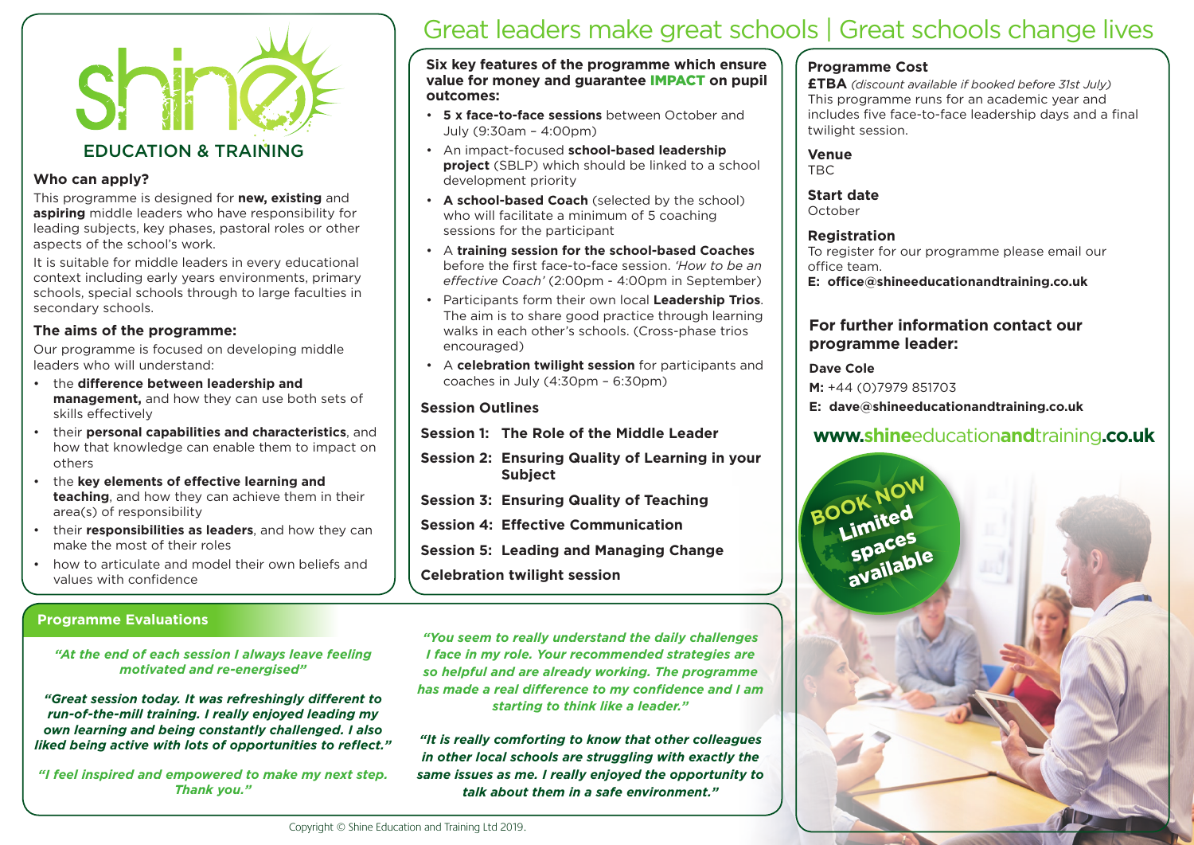# Great leaders make great schools | Great schools change lives

**shine**
EDUCATION & TRAINING

## Who can apply?

This programme is designed for **new, existing** and **aspiring** middle leaders who have responsibility for leading subjects, key phases, pastoral roles or other aspects of the school's work.

It is suitable for middle leaders in every educational context including early years environments, primary schools, special schools through to large faculties in secondary schools.

## The aims of the programme:

Our programme is focused on developing middle leaders who will understand:

- the **difference between leadership and management,** and how they can use both sets of skills effectively
- their **personal capabilities and characteristics**, and how that knowledge can enable them to impact on others
- the **key elements of effective learning and teaching**, and how they can achieve them in their area(s) of responsibility
- their **responsibilities as leaders**, and how they can make the most of their roles
- how to articulate and model their own beliefs and values with confidence

## Six key features of the programme which ensure value for money and guarantee IMPACT on pupil outcomes:

- **5 x face-to-face sessions** between October and July (9:30am – 4:00pm)
- An impact-focused **school-based leadership project** (SBLP) which should be linked to a school development priority
- **A school-based Coach** (selected by the school) who will facilitate a minimum of 5 coaching sessions for the participant
- A **training session for the school-based Coaches** before the first face-to-face session. *'How to be an effective Coach'* (2:00pm - 4:00pm in September)
- Participants form their own local **Leadership Trios**. The aim is to share good practice through learning walks in each other's schools. (Cross-phase trios encouraged)
- A **celebration twilight session** for participants and coaches in July (4:30pm – 6:30pm)

## Session Outlines

**Session 1: The Role of the Middle Leader**

**Session 2: Ensuring Quality of Learning in your Subject**

**Session 3: Ensuring Quality of Teaching**

**Session 4: Effective Communication**

**Session 5: Leading and Managing Change**

**Celebration twilight session**

## Programme Cost

**£TBA** *(discount available if booked before 31st July)*
This programme runs for an academic year and includes five face-to-face leadership days and a final twilight session.

**Venue**
TBC

**Start date**
October

**Registration**
To register for our programme please email our office team.
**E: office@shineeducationandtraining.co.uk**

## For further information contact our programme leader:

**Dave Cole**
**M:** +44 (0)7979 851703
**E: dave@shineeducationandtraining.co.uk**

**www.shineeducationandtraining.co.uk**

BOOK NOW Limited spaces available

## Programme Evaluations

***"At the end of each session I always leave feeling motivated and re-energised"***

***"Great session today. It was refreshingly different to run-of-the-mill training. I really enjoyed leading my own learning and being constantly challenged. I also liked being active with lots of opportunities to reflect."***

***"I feel inspired and empowered to make my next step. Thank you."***

***"You seem to really understand the daily challenges I face in my role. Your recommended strategies are so helpful and are already working. The programme has made a real difference to my confidence and I am starting to think like a leader."***

***"It is really comforting to know that other colleagues in other local schools are struggling with exactly the same issues as me. I really enjoyed the opportunity to talk about them in a safe environment."***

Copyright © Shine Education and Training Ltd 2019.